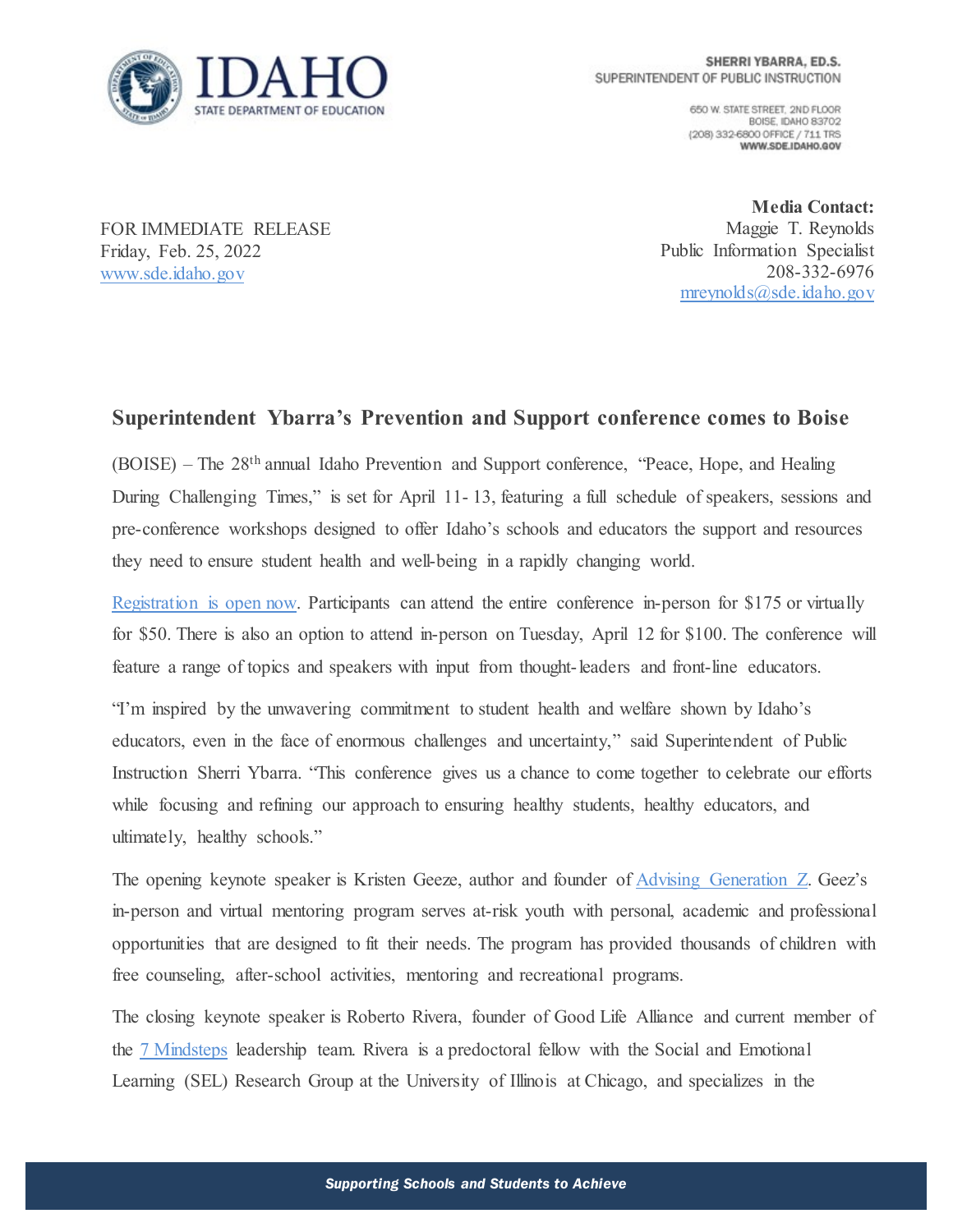**IDAHO**
STATE DEPARTMENT OF EDUCATION

**SHERRI YBARRA, ED.S.**
SUPERINTENDENT OF PUBLIC INSTRUCTION

650 W. STATE STREET, 2ND FLOOR
BOISE, IDAHO 83702
(208) 332-6800 OFFICE / 711 TRS
**WWW.SDE.IDAHO.GOV**

FOR IMMEDIATE RELEASE
Friday, Feb. 25, 2022
[www.sde.idaho.gov](www.sde.idaho.gov)

**Media Contact:**
Maggie T. Reynolds
Public Information Specialist
208-332-6976
[mreynolds@sde.idaho.gov](mailto:mreynolds@sde.idaho.gov)

## Superintendent Ybarra's Prevention and Support conference comes to Boise

(BOISE) – The 28th annual Idaho Prevention and Support conference, "Peace, Hope, and Healing During Challenging Times," is set for April 11- 13, featuring a full schedule of speakers, sessions and pre-conference workshops designed to offer Idaho's schools and educators the support and resources they need to ensure student health and well-being in a rapidly changing world.

Registration is open now. Participants can attend the entire conference in-person for $175 or virtually for $50. There is also an option to attend in-person on Tuesday, April 12 for $100. The conference will feature a range of topics and speakers with input from thought-leaders and front-line educators.

"I'm inspired by the unwavering commitment to student health and welfare shown by Idaho's educators, even in the face of enormous challenges and uncertainty," said Superintendent of Public Instruction Sherri Ybarra. "This conference gives us a chance to come together to celebrate our efforts while focusing and refining our approach to ensuring healthy students, healthy educators, and ultimately, healthy schools."

The opening keynote speaker is Kristen Geeze, author and founder of Advising Generation Z. Geez's in-person and virtual mentoring program serves at-risk youth with personal, academic and professional opportunities that are designed to fit their needs. The program has provided thousands of children with free counseling, after-school activities, mentoring and recreational programs.

The closing keynote speaker is Roberto Rivera, founder of Good Life Alliance and current member of the 7 Mindsteps leadership team. Rivera is a predoctoral fellow with the Social and Emotional Learning (SEL) Research Group at the University of Illinois at Chicago, and specializes in the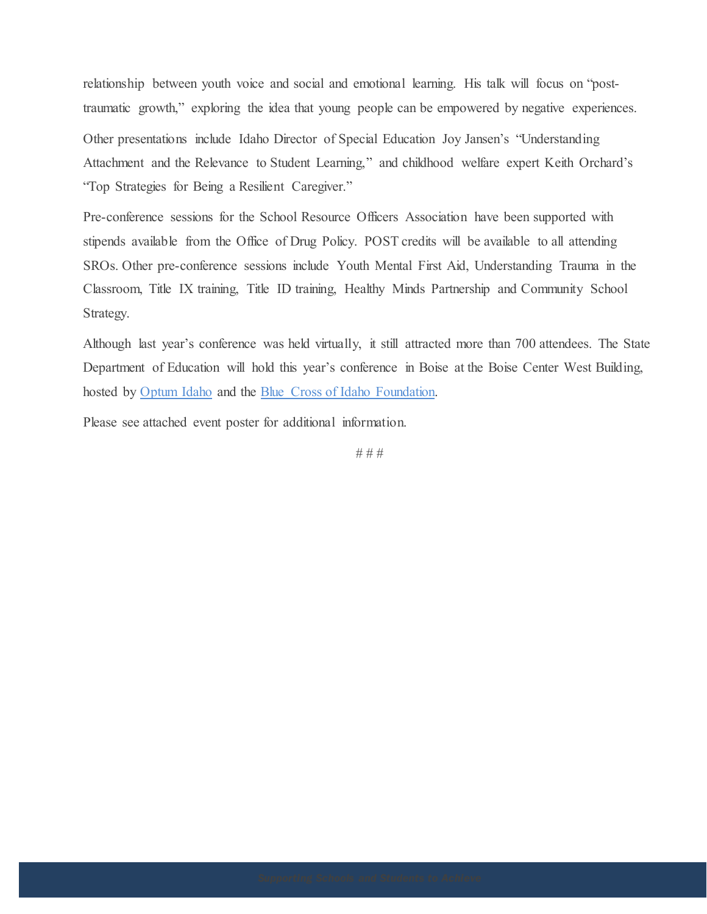relationship between youth voice and social and emotional learning. His talk will focus on "post-traumatic growth," exploring the idea that young people can be empowered by negative experiences.

Other presentations include Idaho Director of Special Education Joy Jansen's "Understanding Attachment and the Relevance to Student Learning," and childhood welfare expert Keith Orchard's "Top Strategies for Being a Resilient Caregiver."

Pre-conference sessions for the School Resource Officers Association have been supported with stipends available from the Office of Drug Policy. POST credits will be available to all attending SROs. Other pre-conference sessions include Youth Mental First Aid, Understanding Trauma in the Classroom, Title IX training, Title ID training, Healthy Minds Partnership and Community School Strategy.

Although last year's conference was held virtually, it still attracted more than 700 attendees. The State Department of Education will hold this year's conference in Boise at the Boise Center West Building, hosted by [Optum Idaho] and the [Blue Cross of Idaho Foundation].

Please see attached event poster for additional information.

# # #